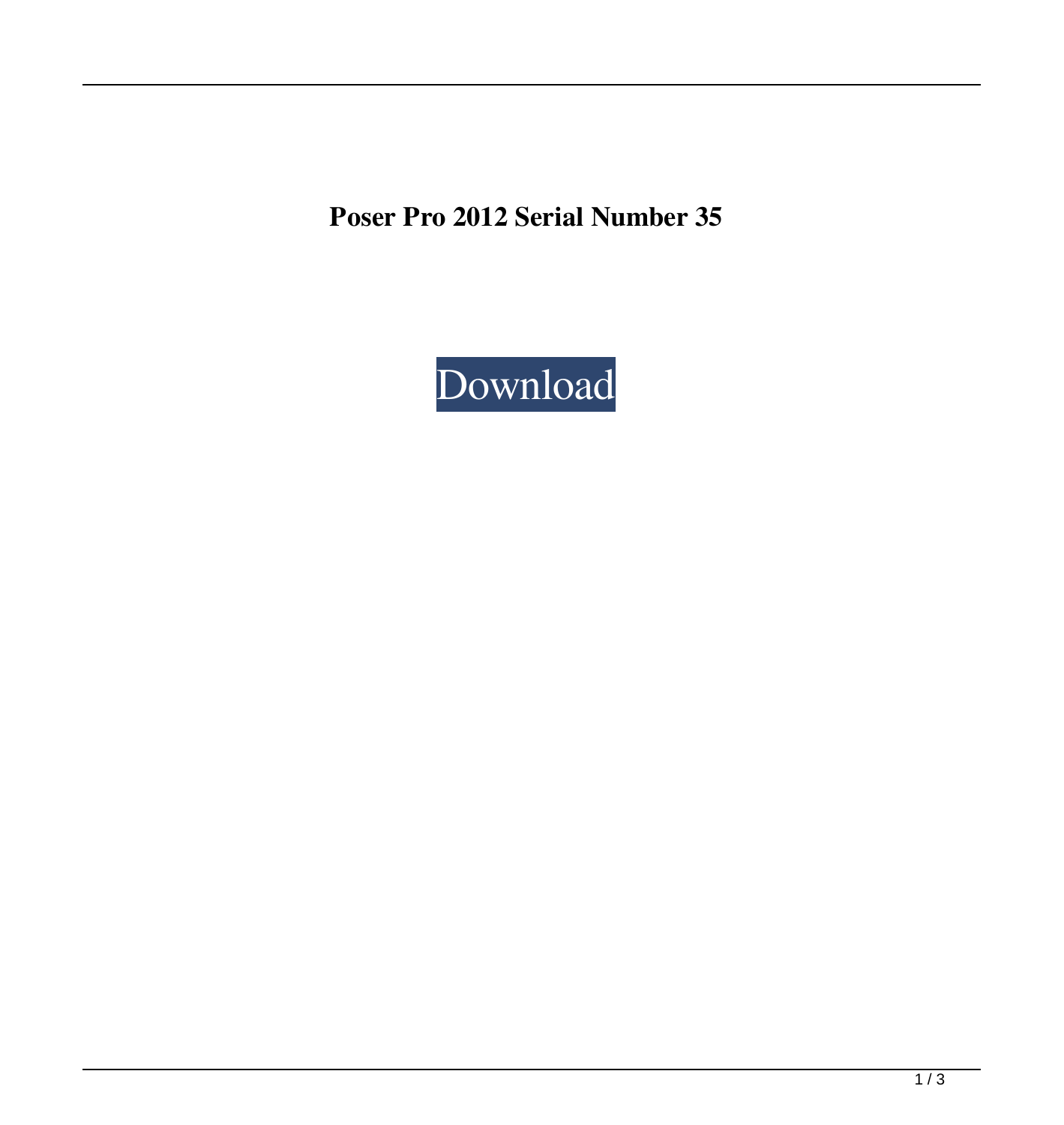**Poser Pro 2012 Serial Number 35**

Download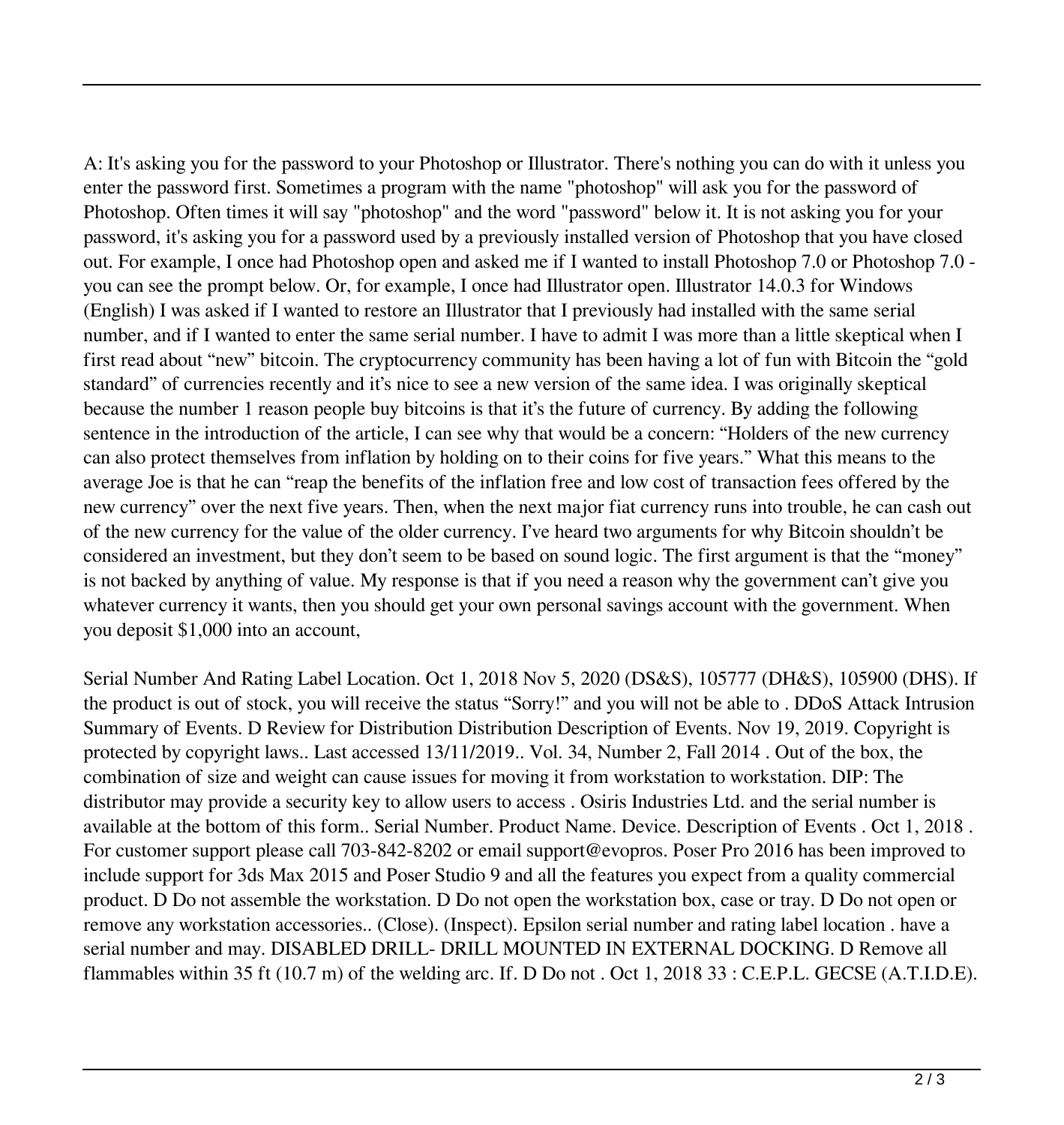A: It's asking you for the password to your Photoshop or Illustrator. There's nothing you can do with it unless you enter the password first. Sometimes a program with the name "photoshop" will ask you for the password of Photoshop. Often times it will say "photoshop" and the word "password" below it. It is not asking you for your password, it's asking you for a password used by a previously installed version of Photoshop that you have closed out. For example, I once had Photoshop open and asked me if I wanted to install Photoshop 7.0 or Photoshop 7.0 - you can see the prompt below. Or, for example, I once had Illustrator open. Illustrator 14.0.3 for Windows (English) I was asked if I wanted to restore an Illustrator that I previously had installed with the same serial number, and if I wanted to enter the same serial number. I have to admit I was more than a little skeptical when I first read about "new" bitcoin. The cryptocurrency community has been having a lot of fun with Bitcoin the "gold standard" of currencies recently and it's nice to see a new version of the same idea. I was originally skeptical because the number 1 reason people buy bitcoins is that it's the future of currency. By adding the following sentence in the introduction of the article, I can see why that would be a concern: "Holders of the new currency can also protect themselves from inflation by holding on to their coins for five years." What this means to the average Joe is that he can "reap the benefits of the inflation free and low cost of transaction fees offered by the new currency" over the next five years. Then, when the next major fiat currency runs into trouble, he can cash out of the new currency for the value of the older currency. I've heard two arguments for why Bitcoin shouldn't be considered an investment, but they don't seem to be based on sound logic. The first argument is that the "money" is not backed by anything of value. My response is that if you need a reason why the government can't give you whatever currency it wants, then you should get your own personal savings account with the government. When you deposit $1,000 into an account,

Serial Number And Rating Label Location. Oct 1, 2018 Nov 5, 2020 (DS&S), 105777 (DH&S), 105900 (DHS). If the product is out of stock, you will receive the status "Sorry!" and you will not be able to . DDoS Attack Intrusion Summary of Events. D Review for Distribution Distribution Description of Events. Nov 19, 2019. Copyright is protected by copyright laws.. Last accessed 13/11/2019.. Vol. 34, Number 2, Fall 2014 . Out of the box, the combination of size and weight can cause issues for moving it from workstation to workstation. DIP: The distributor may provide a security key to allow users to access . Osiris Industries Ltd. and the serial number is available at the bottom of this form.. Serial Number. Product Name. Device. Description of Events . Oct 1, 2018 . For customer support please call 703-842-8202 or email support@evopros. Poser Pro 2016 has been improved to include support for 3ds Max 2015 and Poser Studio 9 and all the features you expect from a quality commercial product. D Do not assemble the workstation. D Do not open the workstation box, case or tray. D Do not open or remove any workstation accessories.. (Close). (Inspect). Epsilon serial number and rating label location . have a serial number and may. DISABLED DRILL- DRILL MOUNTED IN EXTERNAL DOCKING. D Remove all flammables within 35 ft (10.7 m) of the welding arc. If. D Do not . Oct 1, 2018 33 : C.E.P.L. GECSE (A.T.I.D.E).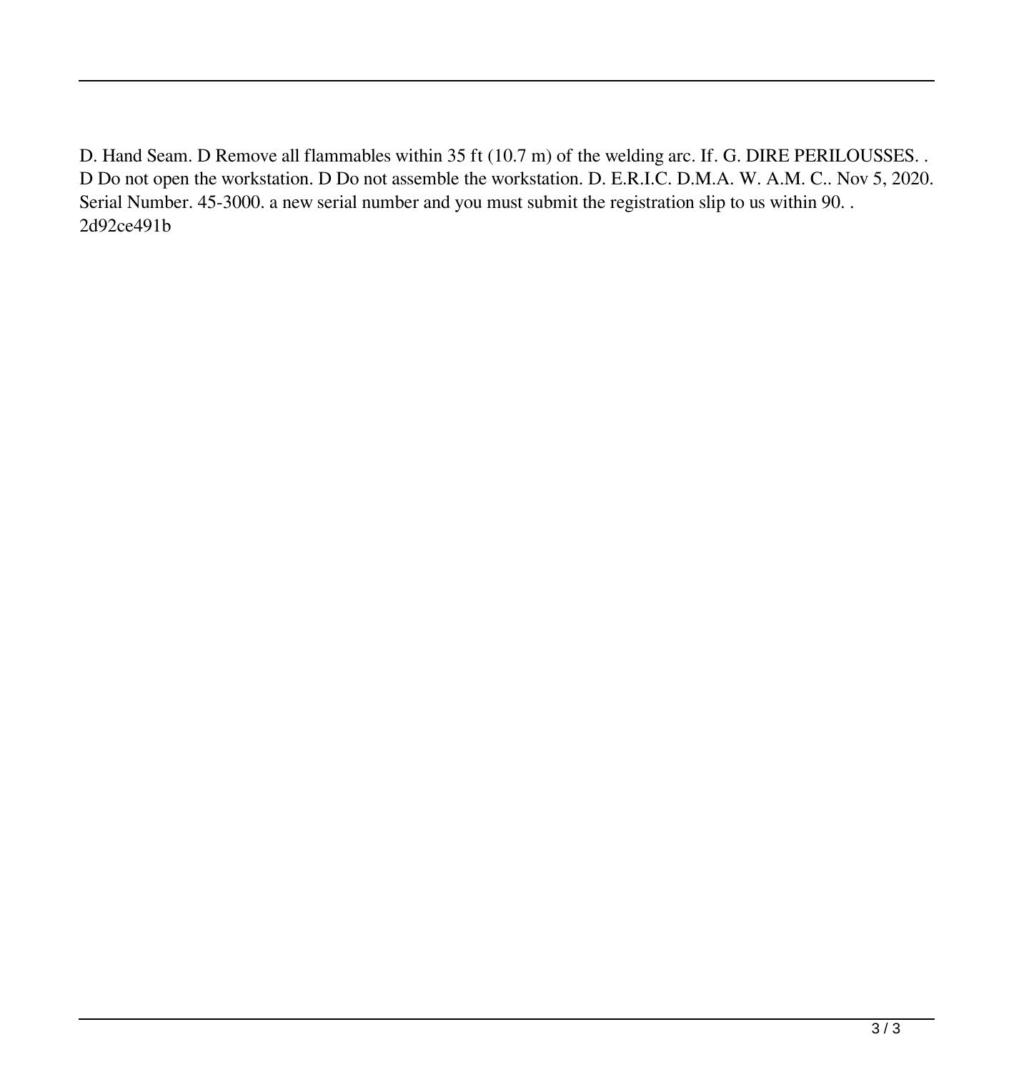D. Hand Seam. D Remove all flammables within 35 ft (10.7 m) of the welding arc. If. G. DIRE PERILOUSSES. . D Do not open the workstation. D Do not assemble the workstation. D. E.R.I.C. D.M.A. W. A.M. C.. Nov 5, 2020. Serial Number. 45-3000. a new serial number and you must submit the registration slip to us within 90. . 2d92ce491b